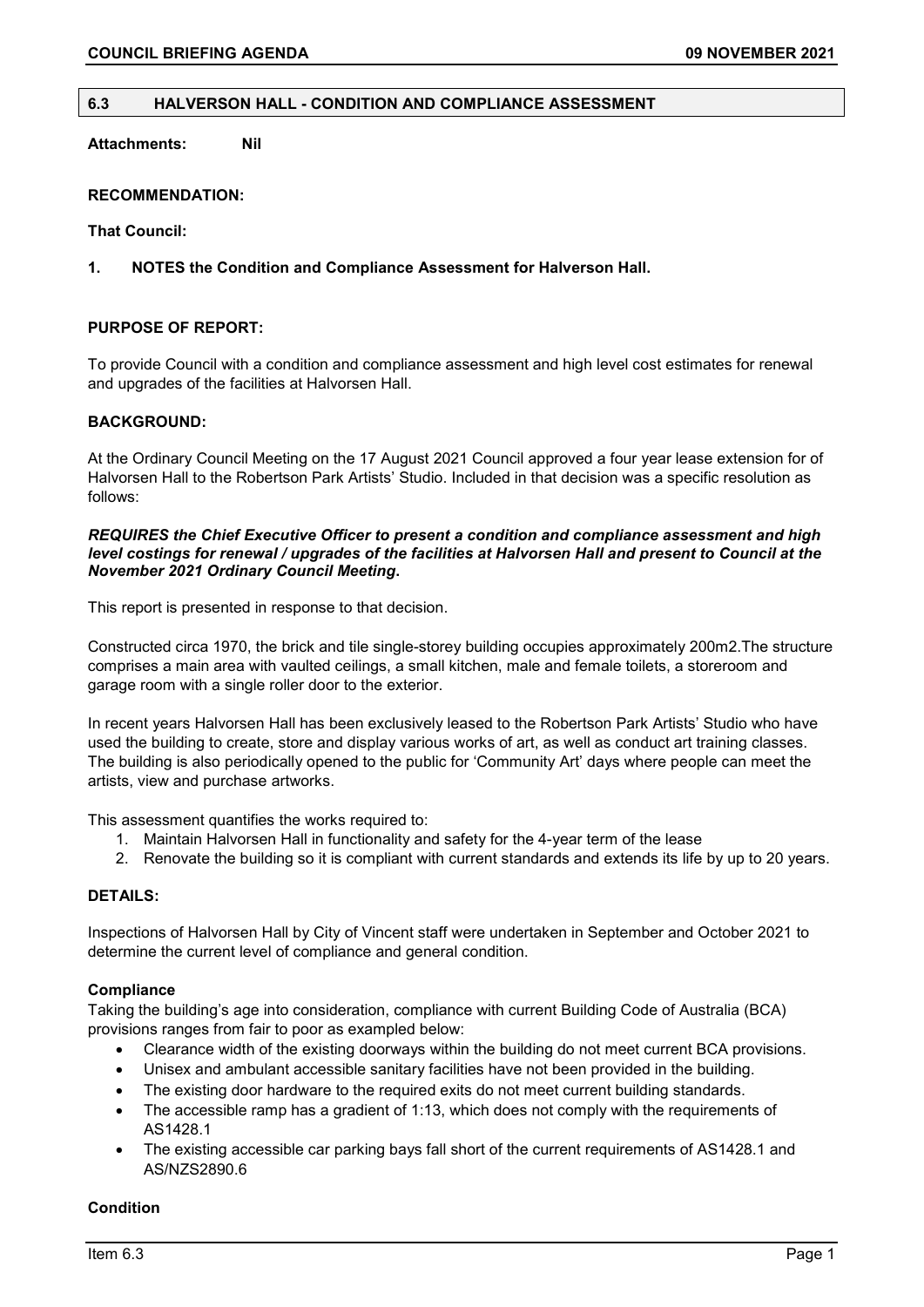## 6.3 HALVERSON HALL - CONDITION AND COMPLIANCE ASSESSMENT

**Attachments:** **Nil**

**RECOMMENDATION:**

**That Council:**

**1. NOTES the Condition and Compliance Assessment for Halverson Hall.**

**PURPOSE OF REPORT:**

To provide Council with a condition and compliance assessment and high level cost estimates for renewal and upgrades of the facilities at Halvorsen Hall.

**BACKGROUND:**

At the Ordinary Council Meeting on the 17 August 2021 Council approved a four year lease extension for of Halvorsen Hall to the Robertson Park Artists' Studio. Included in that decision was a specific resolution as follows:

***REQUIRES the Chief Executive Officer to present a condition and compliance assessment and high level costings for renewal / upgrades of the facilities at Halvorsen Hall and present to Council at the November 2021 Ordinary Council Meeting.***

This report is presented in response to that decision.

Constructed circa 1970, the brick and tile single-storey building occupies approximately 200m2.The structure comprises a main area with vaulted ceilings, a small kitchen, male and female toilets, a storeroom and garage room with a single roller door to the exterior.

In recent years Halvorsen Hall has been exclusively leased to the Robertson Park Artists' Studio who have used the building to create, store and display various works of art, as well as conduct art training classes. The building is also periodically opened to the public for 'Community Art' days where people can meet the artists, view and purchase artworks.

This assessment quantifies the works required to:

1. Maintain Halvorsen Hall in functionality and safety for the 4-year term of the lease
2. Renovate the building so it is compliant with current standards and extends its life by up to 20 years.

**DETAILS:**

Inspections of Halvorsen Hall by City of Vincent staff were undertaken in September and October 2021 to determine the current level of compliance and general condition.

**Compliance**

Taking the building's age into consideration, compliance with current Building Code of Australia (BCA) provisions ranges from fair to poor as exampled below:

- Clearance width of the existing doorways within the building do not meet current BCA provisions.
- Unisex and ambulant accessible sanitary facilities have not been provided in the building.
- The existing door hardware to the required exits do not meet current building standards.
- The accessible ramp has a gradient of 1:13, which does not comply with the requirements of AS1428.1
- The existing accessible car parking bays fall short of the current requirements of AS1428.1 and AS/NZS2890.6

**Condition**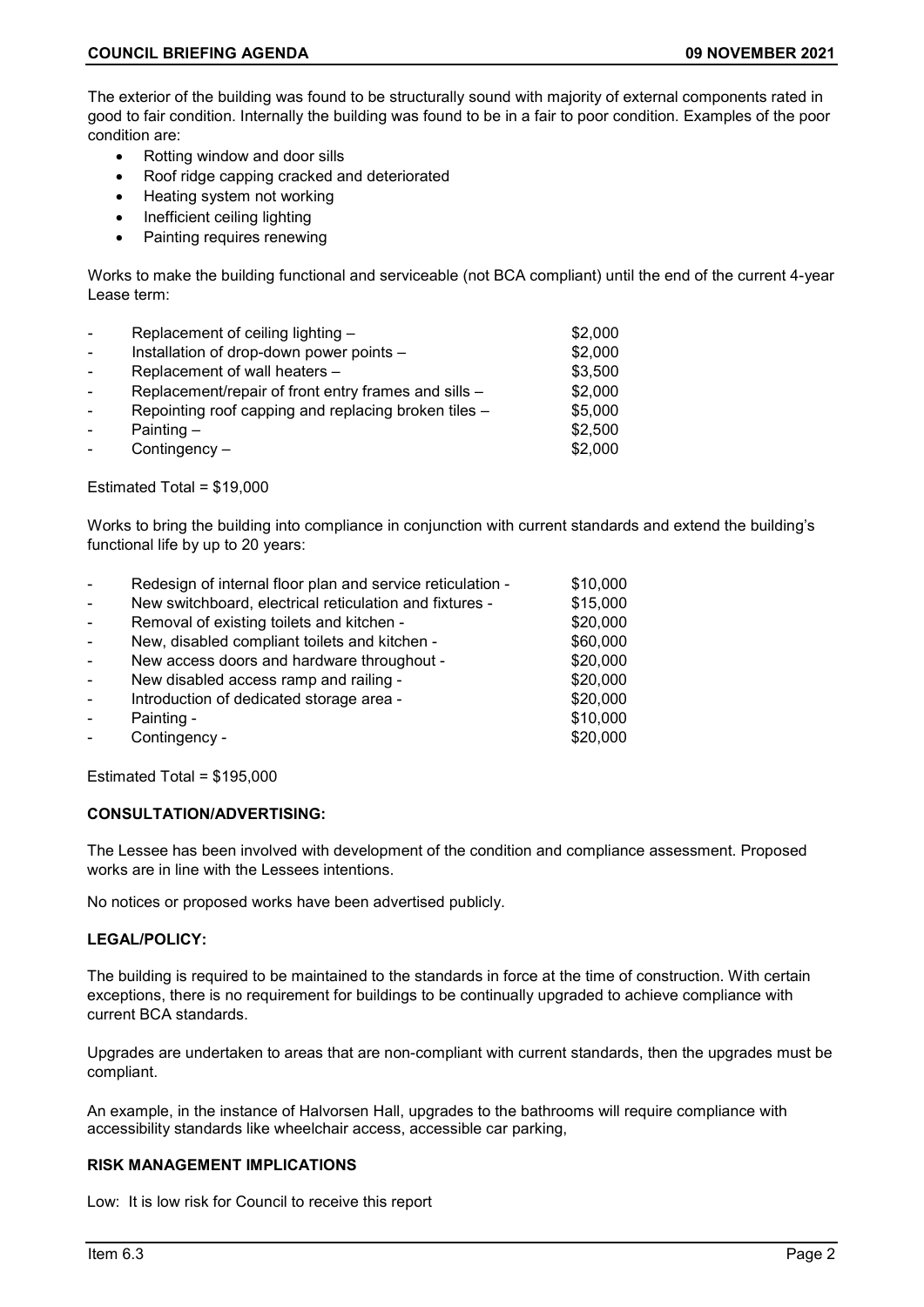The exterior of the building was found to be structurally sound with majority of external components rated in good to fair condition. Internally the building was found to be in a fair to poor condition. Examples of the poor condition are:

- Rotting window and door sills
- Roof ridge capping cracked and deteriorated
- Heating system not working
- Inefficient ceiling lighting
- Painting requires renewing

Works to make the building functional and serviceable (not BCA compliant) until the end of the current 4-year Lease term:

- Replacement of ceiling lighting – $2,000
- Installation of drop-down power points – $2,000
- Replacement of wall heaters – $3,500
- Replacement/repair of front entry frames and sills – $2,000
- Repointing roof capping and replacing broken tiles – $5,000
- Painting – $2,500
- Contingency – $2,000

Estimated Total = $19,000

Works to bring the building into compliance in conjunction with current standards and extend the building's functional life by up to 20 years:

- Redesign of internal floor plan and service reticulation - $10,000
- New switchboard, electrical reticulation and fixtures - $15,000
- Removal of existing toilets and kitchen - $20,000
- New, disabled compliant toilets and kitchen - $60,000
- New access doors and hardware throughout - $20,000
- New disabled access ramp and railing - $20,000
- Introduction of dedicated storage area - $20,000
- Painting - $10,000
- Contingency - $20,000

Estimated Total = $195,000

**CONSULTATION/ADVERTISING:**

The Lessee has been involved with development of the condition and compliance assessment. Proposed works are in line with the Lessees intentions.

No notices or proposed works have been advertised publicly.

**LEGAL/POLICY:**

The building is required to be maintained to the standards in force at the time of construction. With certain exceptions, there is no requirement for buildings to be continually upgraded to achieve compliance with current BCA standards.

Upgrades are undertaken to areas that are non-compliant with current standards, then the upgrades must be compliant.

An example, in the instance of Halvorsen Hall, upgrades to the bathrooms will require compliance with accessibility standards like wheelchair access, accessible car parking,

**RISK MANAGEMENT IMPLICATIONS**

Low: It is low risk for Council to receive this report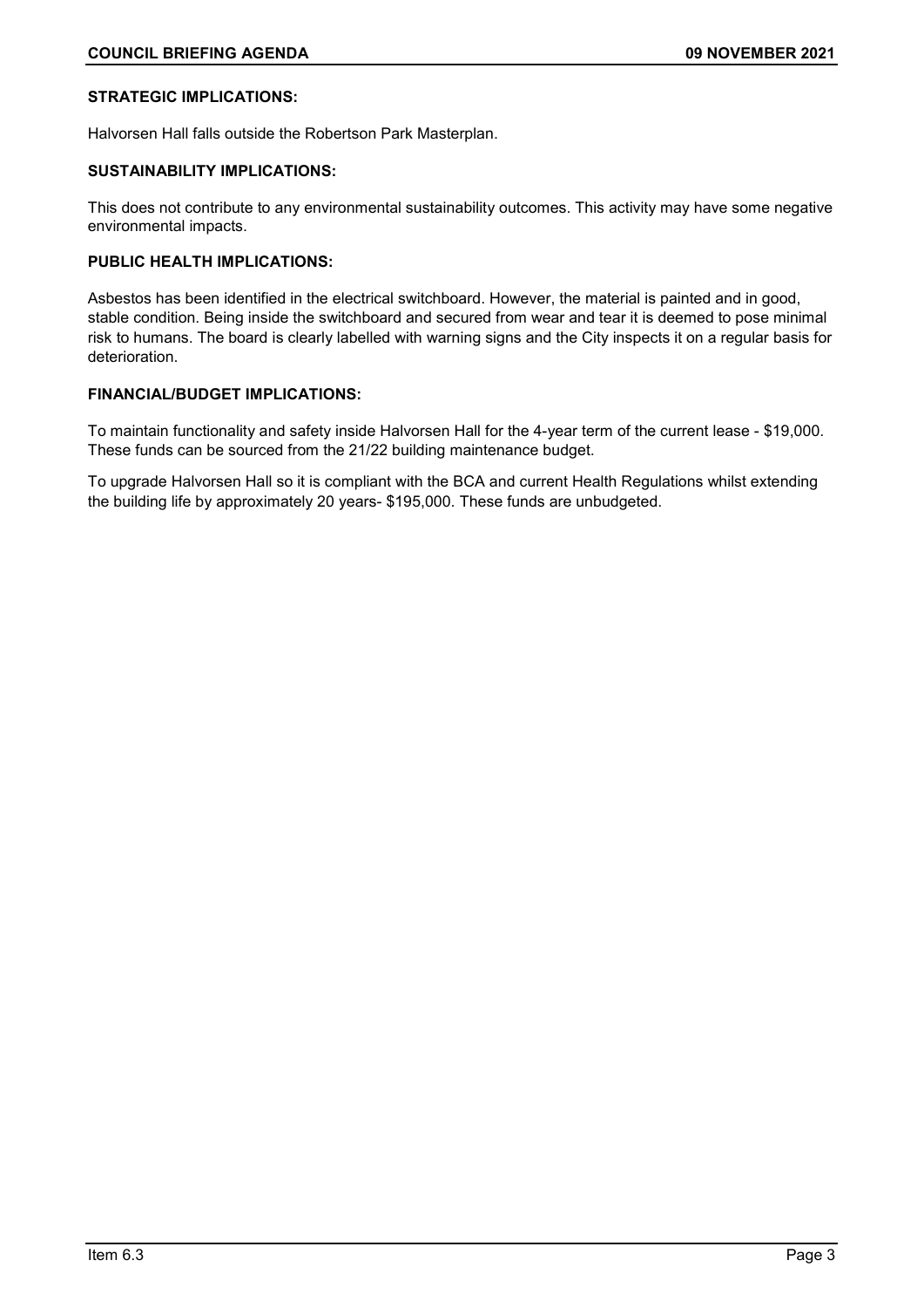**STRATEGIC IMPLICATIONS:**

Halvorsen Hall falls outside the Robertson Park Masterplan.

**SUSTAINABILITY IMPLICATIONS:**

This does not contribute to any environmental sustainability outcomes. This activity may have some negative environmental impacts.

**PUBLIC HEALTH IMPLICATIONS:**

Asbestos has been identified in the electrical switchboard. However, the material is painted and in good, stable condition. Being inside the switchboard and secured from wear and tear it is deemed to pose minimal risk to humans. The board is clearly labelled with warning signs and the City inspects it on a regular basis for deterioration.

**FINANCIAL/BUDGET IMPLICATIONS:**

To maintain functionality and safety inside Halvorsen Hall for the 4-year term of the current lease - $19,000. These funds can be sourced from the 21/22 building maintenance budget.

To upgrade Halvorsen Hall so it is compliant with the BCA and current Health Regulations whilst extending the building life by approximately 20 years- $195,000. These funds are unbudgeted.